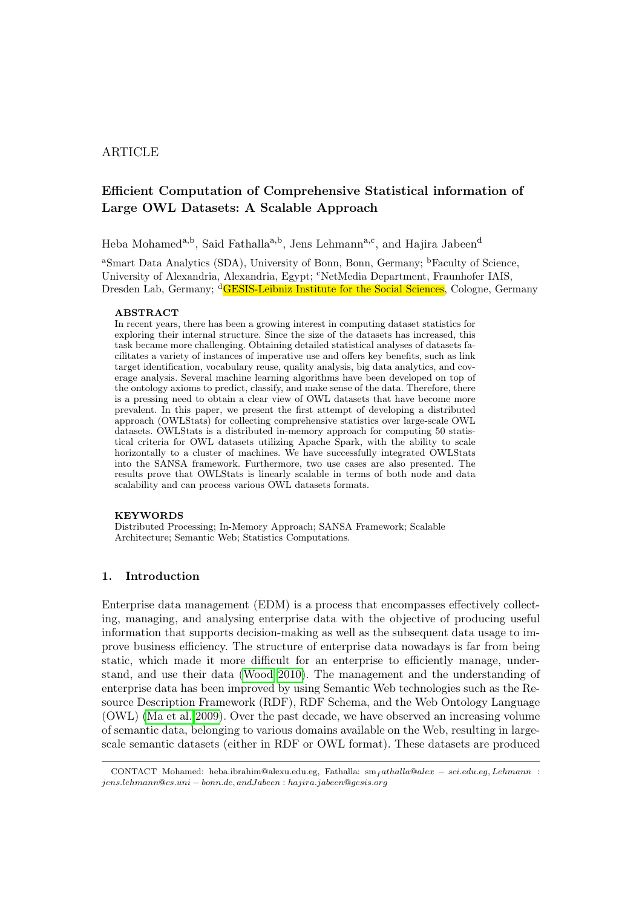ARTICLE

# Efficient Computation of Comprehensive Statistical information of Large OWL Datasets: A Scalable Approach

Heba Mohamed[a,b], Said Fathalla[a,b], Jens Lehmann[a,c], and Hajira Jabeen[d]

[a]Smart Data Analytics (SDA), University of Bonn, Bonn, Germany; [b]Faculty of Science, University of Alexandria, Alexandria, Egypt; [c]NetMedia Department, Fraunhofer IAIS, Dresden Lab, Germany; [d]GESIS-Leibniz Institute for the Social Sciences, Cologne, Germany

### ABSTRACT

In recent years, there has been a growing interest in computing dataset statistics for exploring their internal structure. Since the size of the datasets has increased, this task became more challenging. Obtaining detailed statistical analyses of datasets facilitates a variety of instances of imperative use and offers key benefits, such as link target identification, vocabulary reuse, quality analysis, big data analytics, and coverage analysis. Several machine learning algorithms have been developed on top of the ontology axioms to predict, classify, and make sense of the data. Therefore, there is a pressing need to obtain a clear view of OWL datasets that have become more prevalent. In this paper, we present the first attempt of developing a distributed approach (OWLStats) for collecting comprehensive statistics over large-scale OWL datasets. OWLStats is a distributed in-memory approach for computing 50 statistical criteria for OWL datasets utilizing Apache Spark, with the ability to scale horizontally to a cluster of machines. We have successfully integrated OWLStats into the SANSA framework. Furthermore, two use cases are also presented. The results prove that OWLStats is linearly scalable in terms of both node and data scalability and can process various OWL datasets formats.

### KEYWORDS

Distributed Processing; In-Memory Approach; SANSA Framework; Scalable Architecture; Semantic Web; Statistics Computations.

## 1. Introduction

Enterprise data management (EDM) is a process that encompasses effectively collecting, managing, and analysing enterprise data with the objective of producing useful information that supports decision-making as well as the subsequent data usage to improve business efficiency. The structure of enterprise data nowadays is far from being static, which made it more difficult for an enterprise to efficiently manage, understand, and use their data (Wood 2010). The management and the understanding of enterprise data has been improved by using Semantic Web technologies such as the Resource Description Framework (RDF), RDF Schema, and the Web Ontology Language (OWL) (Ma et al. 2009). Over the past decade, we have observed an increasing volume of semantic data, belonging to various domains available on the Web, resulting in large-scale semantic datasets (either in RDF or OWL format). These datasets are produced

CONTACT Mohamed: heba.ibrahim@alexu.edu.eg, Fathalla: sm_fathalla@alex-sci.edu.eg, Lehmann: jens.lehmann@cs.uni-bonn.de, and Jabeen: hajira.jabeen@gesis.org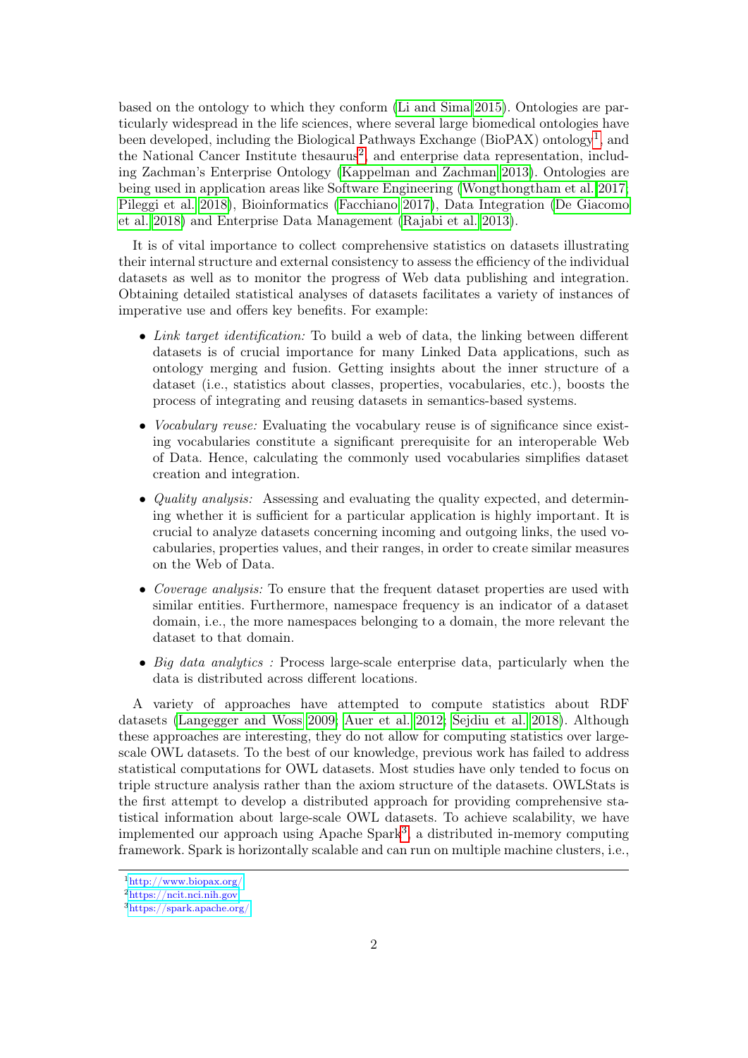based on the ontology to which they conform (Li and Sima 2015). Ontologies are particularly widespread in the life sciences, where several large biomedical ontologies have been developed, including the Biological Pathways Exchange (BioPAX) ontology[1], and the National Cancer Institute thesaurus[2], and enterprise data representation, including Zachman's Enterprise Ontology (Kappelman and Zachman 2013). Ontologies are being used in application areas like Software Engineering (Wongthongtham et al. 2017; Pileggi et al. 2018), Bioinformatics (Facchiano 2017), Data Integration (De Giacomo et al. 2018) and Enterprise Data Management (Rajabi et al. 2013).

It is of vital importance to collect comprehensive statistics on datasets illustrating their internal structure and external consistency to assess the efficiency of the individual datasets as well as to monitor the progress of Web data publishing and integration. Obtaining detailed statistical analyses of datasets facilitates a variety of instances of imperative use and offers key benefits. For example:

- *Link target identification:* To build a web of data, the linking between different datasets is of crucial importance for many Linked Data applications, such as ontology merging and fusion. Getting insights about the inner structure of a dataset (i.e., statistics about classes, properties, vocabularies, etc.), boosts the process of integrating and reusing datasets in semantics-based systems.
- *Vocabulary reuse:* Evaluating the vocabulary reuse is of significance since existing vocabularies constitute a significant prerequisite for an interoperable Web of Data. Hence, calculating the commonly used vocabularies simplifies dataset creation and integration.
- *Quality analysis:* Assessing and evaluating the quality expected, and determining whether it is sufficient for a particular application is highly important. It is crucial to analyze datasets concerning incoming and outgoing links, the used vocabularies, properties values, and their ranges, in order to create similar measures on the Web of Data.
- *Coverage analysis:* To ensure that the frequent dataset properties are used with similar entities. Furthermore, namespace frequency is an indicator of a dataset domain, i.e., the more namespaces belonging to a domain, the more relevant the dataset to that domain.
- *Big data analytics :* Process large-scale enterprise data, particularly when the data is distributed across different locations.

A variety of approaches have attempted to compute statistics about RDF datasets (Langegger and Woss 2009; Auer et al. 2012; Sejdiu et al. 2018). Although these approaches are interesting, they do not allow for computing statistics over large-scale OWL datasets. To the best of our knowledge, previous work has failed to address statistical computations for OWL datasets. Most studies have only tended to focus on triple structure analysis rather than the axiom structure of the datasets. OWLStats is the first attempt to develop a distributed approach for providing comprehensive statistical information about large-scale OWL datasets. To achieve scalability, we have implemented our approach using Apache Spark[3], a distributed in-memory computing framework. Spark is horizontally scalable and can run on multiple machine clusters, i.e.,

[1] http://www.biopax.org/
[2] https://ncit.nci.nih.gov
[3] https://spark.apache.org/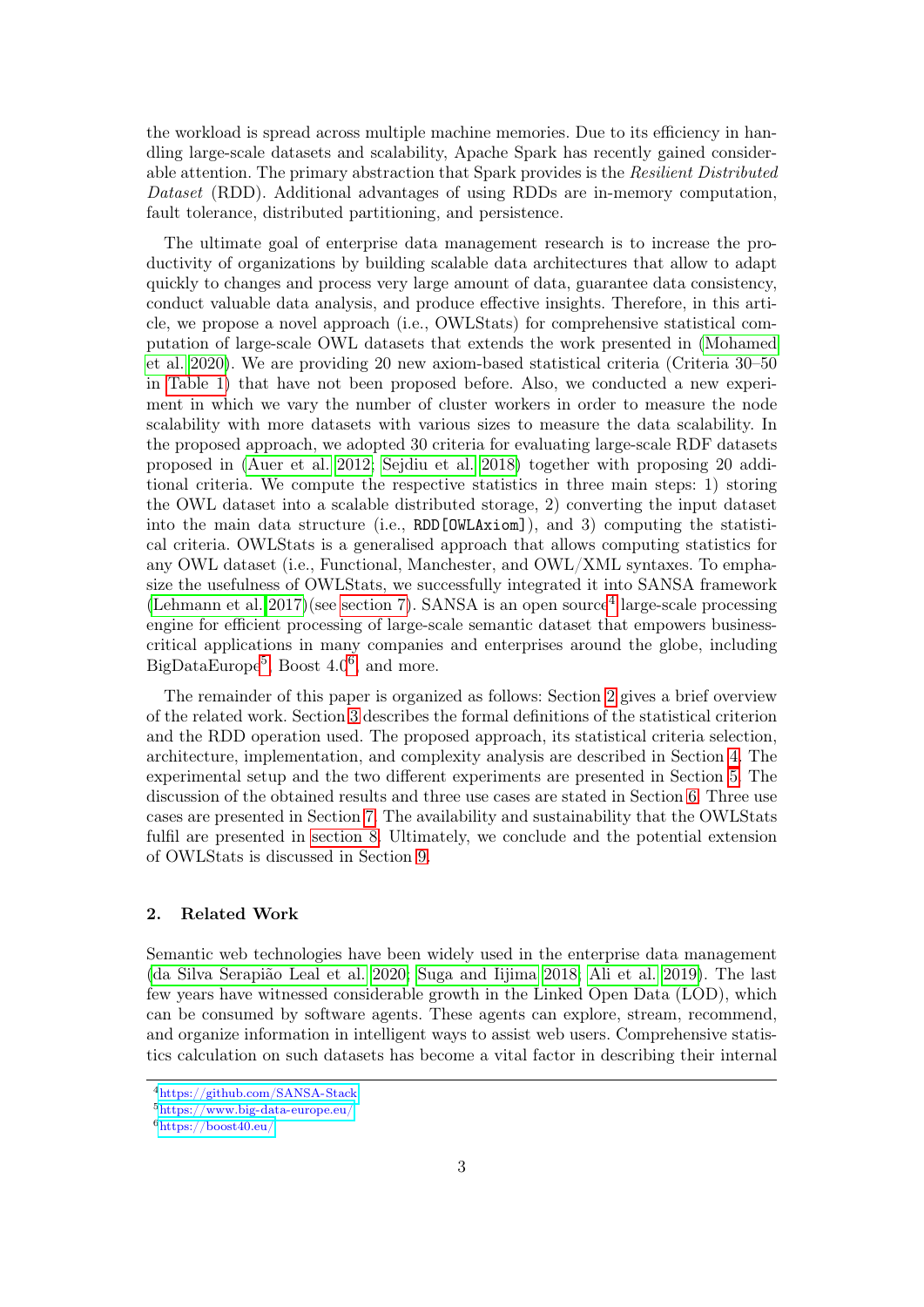the workload is spread across multiple machine memories. Due to its efficiency in handling large-scale datasets and scalability, Apache Spark has recently gained considerable attention. The primary abstraction that Spark provides is the *Resilient Distributed Dataset* (RDD). Additional advantages of using RDDs are in-memory computation, fault tolerance, distributed partitioning, and persistence.

The ultimate goal of enterprise data management research is to increase the productivity of organizations by building scalable data architectures that allow to adapt quickly to changes and process very large amount of data, guarantee data consistency, conduct valuable data analysis, and produce effective insights. Therefore, in this article, we propose a novel approach (i.e., OWLStats) for comprehensive statistical computation of large-scale OWL datasets that extends the work presented in (Mohamed et al. 2020). We are providing 20 new axiom-based statistical criteria (Criteria 30–50 in Table 1) that have not been proposed before. Also, we conducted a new experiment in which we vary the number of cluster workers in order to measure the node scalability with more datasets with various sizes to measure the data scalability. In the proposed approach, we adopted 30 criteria for evaluating large-scale RDF datasets proposed in (Auer et al. 2012; Sejdiu et al. 2018) together with proposing 20 additional criteria. We compute the respective statistics in three main steps: 1) storing the OWL dataset into a scalable distributed storage, 2) converting the input dataset into the main data structure (i.e., `RDD[OWLAxiom]`), and 3) computing the statistical criteria. OWLStats is a generalised approach that allows computing statistics for any OWL dataset (i.e., Functional, Manchester, and OWL/XML syntaxes. To emphasize the usefulness of OWLStats, we successfully integrated it into SANSA framework (Lehmann et al. 2017)(see section 7). SANSA is an open source[4] large-scale processing engine for efficient processing of large-scale semantic dataset that empowers business-critical applications in many companies and enterprises around the globe, including BigDataEurope[5], Boost 4.0[6], and more.

The remainder of this paper is organized as follows: Section 2 gives a brief overview of the related work. Section 3 describes the formal definitions of the statistical criterion and the RDD operation used. The proposed approach, its statistical criteria selection, architecture, implementation, and complexity analysis are described in Section 4. The experimental setup and the two different experiments are presented in Section 5. The discussion of the obtained results and three use cases are stated in Section 6. Three use cases are presented in Section 7. The availability and sustainability that the OWLStats fulfil are presented in section 8. Ultimately, we conclude and the potential extension of OWLStats is discussed in Section 9.

## 2. Related Work

Semantic web technologies have been widely used in the enterprise data management (da Silva Serapião Leal et al. 2020; Suga and Iijima 2018; Ali et al. 2019). The last few years have witnessed considerable growth in the Linked Open Data (LOD), which can be consumed by software agents. These agents can explore, stream, recommend, and organize information in intelligent ways to assist web users. Comprehensive statistics calculation on such datasets has become a vital factor in describing their internal

[4] https://github.com/SANSA-Stack

[5] https://www.big-data-europe.eu/

[6] https://boost40.eu/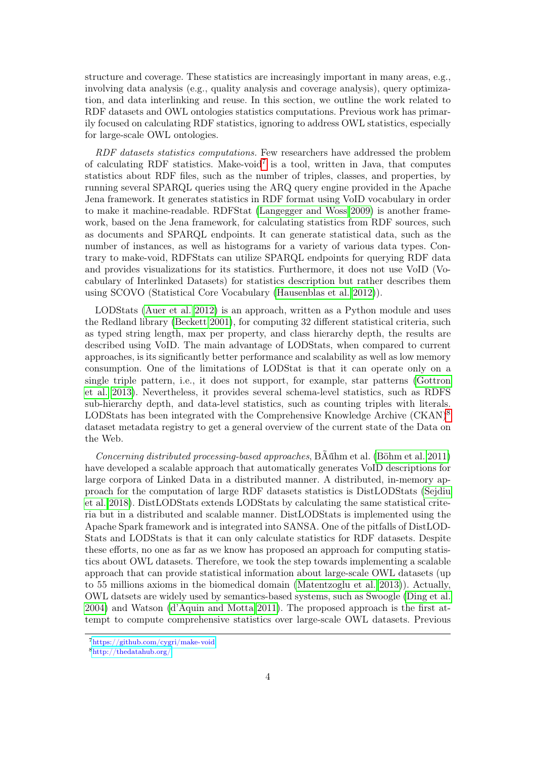structure and coverage. These statistics are increasingly important in many areas, e.g., involving data analysis (e.g., quality analysis and coverage analysis), query optimization, and data interlinking and reuse. In this section, we outline the work related to RDF datasets and OWL ontologies statistics computations. Previous work has primarily focused on calculating RDF statistics, ignoring to address OWL statistics, especially for large-scale OWL ontologies.

*RDF datasets statistics computations.* Few researchers have addressed the problem of calculating RDF statistics. Make-void[7] is a tool, written in Java, that computes statistics about RDF files, such as the number of triples, classes, and properties, by running several SPARQL queries using the ARQ query engine provided in the Apache Jena framework. It generates statistics in RDF format using VoID vocabulary in order to make it machine-readable. RDFStat (Langegger and Woss 2009) is another framework, based on the Jena framework, for calculating statistics from RDF sources, such as documents and SPARQL endpoints. It can generate statistical data, such as the number of instances, as well as histograms for a variety of various data types. Contrary to make-void, RDFStats can utilize SPARQL endpoints for querying RDF data and provides visualizations for its statistics. Furthermore, it does not use VoID (Vocabulary of Interlinked Datasets) for statistics description but rather describes them using SCOVO (Statistical Core Vocabulary (Hausenblas et al. 2012)).

LODStats (Auer et al. 2012) is an approach, written as a Python module and uses the Redland library (Beckett 2001), for computing 32 different statistical criteria, such as typed string length, max per property, and class hierarchy depth, the results are described using VoID. The main advantage of LODStats, when compared to current approaches, is its significantly better performance and scalability as well as low memory consumption. One of the limitations of LODStat is that it can operate only on a single triple pattern, i.e., it does not support, for example, star patterns (Gottron et al. 2013). Nevertheless, it provides several schema-level statistics, such as RDFS sub-hierarchy depth, and data-level statistics, such as counting triples with literals. LODStats has been integrated with the Comprehensive Knowledge Archive (CKAN)[8] dataset metadata registry to get a general overview of the current state of the Data on the Web.

*Concerning distributed processing-based approaches*, BÃűhm et al. (Böhm et al. 2011) have developed a scalable approach that automatically generates VoID descriptions for large corpora of Linked Data in a distributed manner. A distributed, in-memory approach for the computation of large RDF datasets statistics is DistLODStats (Sejdiu et al. 2018). DistLODStats extends LODStats by calculating the same statistical criteria but in a distributed and scalable manner. DistLODStats is implemented using the Apache Spark framework and is integrated into SANSA. One of the pitfalls of DistLODStats and LODStats is that it can only calculate statistics for RDF datasets. Despite these efforts, no one as far as we know has proposed an approach for computing statistics about OWL datasets. Therefore, we took the step towards implementing a scalable approach that can provide statistical information about large-scale OWL datasets (up to 55 millions axioms in the biomedical domain (Matentzoglu et al. 2013)). Actually, OWL datsets are widely used by semantics-based systems, such as Swoogle (Ding et al. 2004) and Watson (d'Aquin and Motta 2011). The proposed approach is the first attempt to compute comprehensive statistics over large-scale OWL datasets. Previous

[7] https://github.com/cygri/make-void

[8] http://thedatahub.org/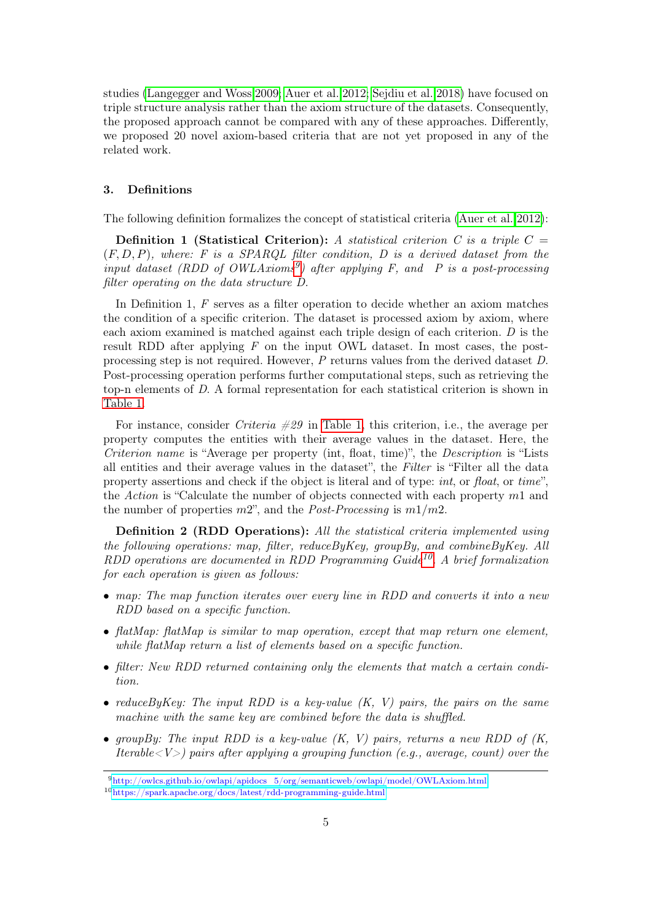studies (Langegger and Woss 2009; Auer et al. 2012; Sejdiu et al. 2018) have focused on triple structure analysis rather than the axiom structure of the datasets. Consequently, the proposed approach cannot be compared with any of these approaches. Differently, we proposed 20 novel axiom-based criteria that are not yet proposed in any of the related work.

## 3. Definitions

The following definition formalizes the concept of statistical criteria (Auer et al. 2012):

**Definition 1 (Statistical Criterion):** *A statistical criterion $C$ is a triple $C = (F, D, P)$, where: $F$ is a SPARQL filter condition, $D$ is a derived dataset from the input dataset (RDD of OWLAxioms[9]) after applying $F$, and $P$ is a post-processing filter operating on the data structure $D$.*

In Definition 1, $F$ serves as a filter operation to decide whether an axiom matches the condition of a specific criterion. The dataset is processed axiom by axiom, where each axiom examined is matched against each triple design of each criterion. $D$ is the result RDD after applying $F$ on the input OWL dataset. In most cases, the post-processing step is not required. However, $P$ returns values from the derived dataset $D$. Post-processing operation performs further computational steps, such as retrieving the top-n elements of $D$. A formal representation for each statistical criterion is shown in Table 1.

For instance, consider *Criteria #29* in Table 1, this criterion, i.e., the average per property computes the entities with their average values in the dataset. Here, the *Criterion name* is "Average per property (int, float, time)", the *Description* is "Lists all entities and their average values in the dataset", the *Filter* is "Filter all the data property assertions and check if the object is literal and of type: *int*, or *float*, or *time*", the *Action* is "Calculate the number of objects connected with each property $m1$ and the number of properties $m2$", and the *Post-Processing* is $m1/m2$.

**Definition 2 (RDD Operations):** *All the statistical criteria implemented using the following operations: map, filter, reduceByKey, groupBy, and combineByKey. All RDD operations are documented in RDD Programming Guide[10]. A brief formalization for each operation is given as follows:*

- *map: The map function iterates over every line in RDD and converts it into a new RDD based on a specific function.*
- *flatMap: flatMap is similar to map operation, except that map return one element, while flatMap return a list of elements based on a specific function.*
- *filter: New RDD returned containing only the elements that match a certain condition.*
- *reduceByKey: The input RDD is a key-value (K, V) pairs, the pairs on the same machine with the same key are combined before the data is shuffled.*
- *groupBy: The input RDD is a key-value (K, V) pairs, returns a new RDD of (K, Iterable<V>) pairs after applying a grouping function (e.g., average, count) over the*

[9] http://owlcs.github.io/owlapi/apidocs_5/org/semanticweb/owlapi/model/OWLAxiom.html

[10] https://spark.apache.org/docs/latest/rdd-programming-guide.html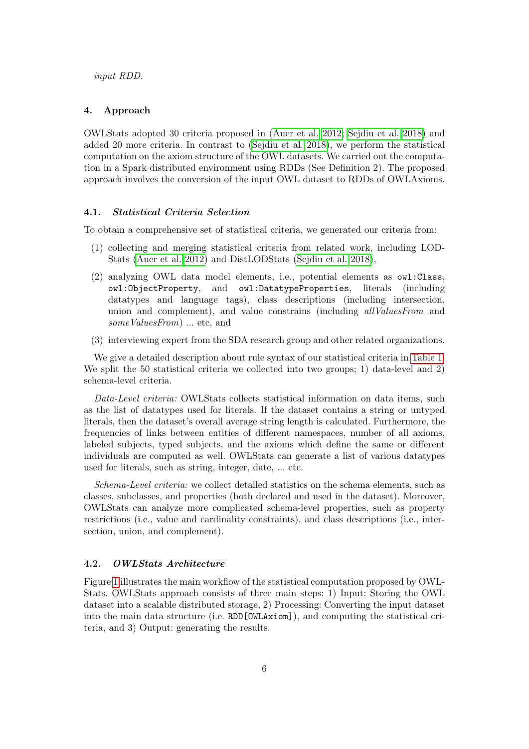*input RDD.*

## 4. Approach

OWLStats adopted 30 criteria proposed in (Auer et al. 2012; Sejdiu et al. 2018) and added 20 more criteria. In contrast to (Sejdiu et al. 2018), we perform the statistical computation on the axiom structure of the OWL datasets. We carried out the computation in a Spark distributed environment using RDDs (See Definition 2). The proposed approach involves the conversion of the input OWL dataset to RDDs of OWLAxioms.

### 4.1. *Statistical Criteria Selection*

To obtain a comprehensive set of statistical criteria, we generated our criteria from:

(1) collecting and merging statistical criteria from related work, including LODStats (Auer et al. 2012) and DistLODStats (Sejdiu et al. 2018),

(2) analyzing OWL data model elements, i.e., potential elements as `owl:Class`, `owl:ObjectProperty`, and `owl:DatatypeProperties`, literals (including datatypes and language tags), class descriptions (including intersection, union and complement), and value constrains (including *allValuesFrom* and *someValuesFrom*) ... etc, and

(3) interviewing expert from the SDA research group and other related organizations.

We give a detailed description about rule syntax of our statistical criteria in Table 1. We split the 50 statistical criteria we collected into two groups; 1) data-level and 2) schema-level criteria.

*Data-Level criteria:* OWLStats collects statistical information on data items, such as the list of datatypes used for literals. If the dataset contains a string or untyped literals, then the dataset's overall average string length is calculated. Furthermore, the frequencies of links between entities of different namespaces, number of all axioms, labeled subjects, typed subjects, and the axioms which define the same or different individuals are computed as well. OWLStats can generate a list of various datatypes used for literals, such as string, integer, date, ... etc.

*Schema-Level criteria:* we collect detailed statistics on the schema elements, such as classes, subclasses, and properties (both declared and used in the dataset). Moreover, OWLStats can analyze more complicated schema-level properties, such as property restrictions (i.e., value and cardinality constraints), and class descriptions (i.e., intersection, union, and complement).

### 4.2. *OWLStats Architecture*

Figure 1 illustrates the main workflow of the statistical computation proposed by OWLStats. OWLStats approach consists of three main steps: 1) Input: Storing the OWL dataset into a scalable distributed storage, 2) Processing: Converting the input dataset into the main data structure (i.e. `RDD[OWLAxiom]`), and computing the statistical criteria, and 3) Output: generating the results.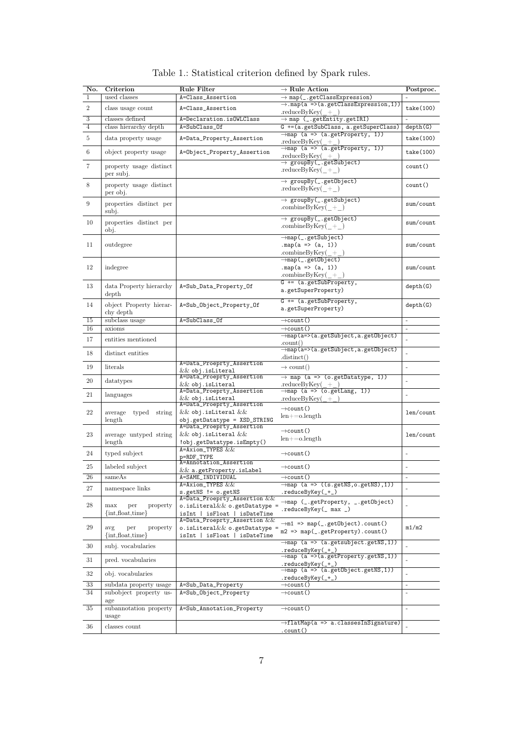Table 1.: Statistical criterion defined by Spark rules.

| No. | Criterion | Rule Filter | → Rule Action | Postproc. |
|---|---|---|---|---|
| 1 | used classes | `A=Class_Assertion` | → `map(_.getClassExpression)` | - |
| 2 | class usage count | `A=Class_Assertion` | → `.map(a =>(a.getClassExpression,1))` .reduceByKey(_+_) | `take(100)` |
| 3 | classes defined | `A=Declaration.isOWLClass` | → `map (_.getEntity.getIRI)` | - |
| 4 | class hierarchy depth | `A=SubClass_Of` | `G +=(a.getSubClass, a.getSuperClass)` | `depth(G)` |
| 5 | data property usage | `A=Data_Property_Assertion` | →`map (a => (a.getProperty, 1))` .reduceByKey(_+_) | `take(100)` |
| 6 | object property usage | `A=Object_Property_Assertion` | →`map (a => (a.getProperty, 1))` .reduceByKey(_+_) | `take(100)` |
| 7 | property usage distinct per subj. | | → `groupBy(_.getSubject)` .reduceByKey(_+_) | `count()` |
| 8 | property usage distinct per obj. | | → `groupBy(_.getObject)` .reduceByKey(_+_) | `count()` |
| 9 | properties distinct per subj. | | → `groupBy(_.getSubject)` .combineByKey(_+_) | `sum/count` |
| 10 | properties distinct per obj. | | → `groupBy(_.getObject)` .combineByKey(_+_) | `sum/count` |
| 11 | outdegree | | →`map(_.getSubject)` `.map(a => (a, 1))` .combineByKey(_+_) | `sum/count` |
| 12 | indegree | | →`map(_.getObject)` `.map(a => (a, 1))` .combineByKey(_+_) | `sum/count` |
| 13 | data Property hierarchy depth | `A=Sub_Data_Property_Of` | `G += (a.getSubProperty, a.getSuperProperty)` | `depth(G)` |
| 14 | object Property hierarchy depth | `A=Sub_Object_Property_Of` | `G += (a.getSubProperty, a.getSuperProperty)` | `depth(G)` |
| 15 | subclass usage | `A=SubClass_Of` | →`count()` | - |
| 16 | axioms | | →`count()` | - |
| 17 | entities mentioned | | →`map(a=>(a.getSubject,a.getObject)` .count() | - |
| 18 | distinct entities | | →`map(a=>(a.getSubject,a.getObject)` .distinct() | - |
| 19 | literals | `A=Data_Proeprty_Assertion` && `obj.isLiteral` | → count() | - |
| 20 | datatypes | `A=Data_Proeprty_Assertion` && `obj.isLiteral` | → `map (a => (o.getDatatype, 1))` .reduceByKey(_+_) | - |
| 21 | languages | `A=Data_Proeprty_Assertion` && `obj.isLiteral` | →`map (a => (o.getLang, 1))` .reduceByKey(_+_) | - |
| 22 | average typed string length | `A=Data_Proeprty_Assertion` && `obj.isLiteral` && `obj.getDatatype = XSD_STRING` | →`count()` len+=o.length | `len/count` |
| 23 | average untyped string length | `A=Data_Proeprty_Assertion` && `obj.isLiteral` && `!obj.getDatatype.isEmpty()` | →`count()` len+=o.length | `len/count` |
| 24 | typed subject | `A=Axiom_TYPES` && `p=RDF_TYPE` | →`count()` | - |
| 25 | labeled subject | `A=Annotation_Assertion` && `a.getProperty.isLabel` | →`count()` | - |
| 26 | sameAs | `A=SAME_INDIVIDUAL` | →`count()` | - |
| 27 | namespace links | `A=Axiom_TYPES` && `s.getNS != o.getNS` | →`map (a => ((s.getNS,o.getNS),1))` `.reduceByKey(_+_)` | - |
| 28 | max per property {int,float,time} | `A=Data_Proeprty_Assertion` && `o.isLiteral`&& `o.getDatatype = isInt \| isFloat \| isDateTime` | →`map (_.getProperty, _.getObject)` `.reduceByKey(_ max _)` | - |
| 29 | avg per property {int,float,time} | `A=Data_Proeprty_Assertion` && `o.isLiteral`&& `o.getDatatype = isInt \| isFloat \| isDateTime` | →`m1 => map(_.getObject).count()` `m2 => map(_.getProperty).count()` | `m1/m2` |
| 30 | subj. vocabularies | | →`map (a => (a.getsubject.getNS,1))` `.reduceByKey(_+_)` | - |
| 31 | pred. vocabularies | | →`map (a =>(a.getProperty.getNS,1))` `.reduceByKey(_+_)` | - |
| 32 | obj. vocabularies | | →`map (a => (a.getObject.getNS,1))` `.reduceByKey(_+_)` | - |
| 33 | subdata property usage | `A=Sub_Data_Property` | →`count()` | - |
| 34 | subobject property usage | `A=Sub_Object_Property` | →`count()` | - |
| 35 | subannotation property usage | `A=Sub_Annotation_Property` | →`count()` | - |
| 36 | classes count | | →`flatMap(a => a.classesInSignature)` `.count()` | - |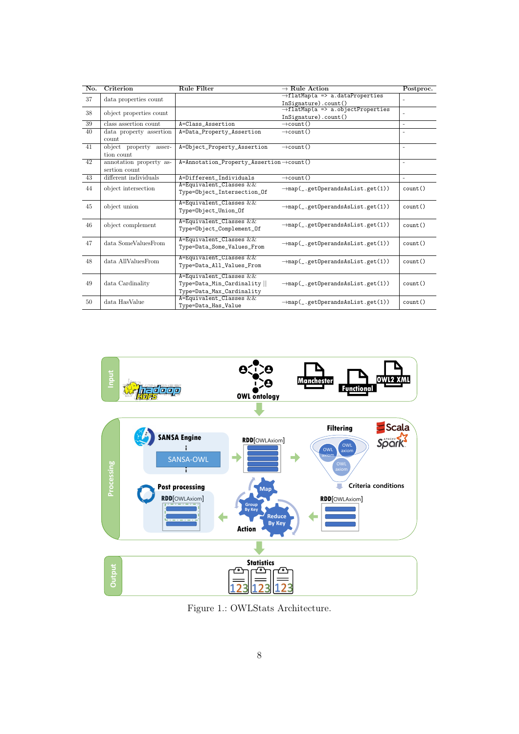| No. | Criterion | Rule Filter | → Rule Action | Postproc. |
|---|---|---|---|---|
| 37 | data properties count | | →flatMap(a => a.dataProperties InSignature).count() | - |
| 38 | object properties count | | →flatMap(a => a.objectProperties InSignature).count() | - |
| 39 | class assertion count | A=Class_Assertion | →count() | - |
| 40 | data property assertion count | A=Data_Property_Assertion | →count() | - |
| 41 | object property assertion count | A=Object_Property_Assertion | →count() | - |
| 42 | annotation property assertion count | A=Annotation_Property_Assertion | →count() | - |
| 43 | different individuals | A=Different_Individuals | →count() | - |
| 44 | object intersection | A=Equivalent_Classes && Type=Object_Intersection_Of | →map(_.getOperandsAsList.get(1)) | count() |
| 45 | object union | A=Equivalent_Classes && Type=Object_Union_Of | →map(_.getOperandsAsList.get(1)) | count() |
| 46 | object complement | A=Equivalent_Classes && Type=Object_Complement_Of | →map(_.getOperandsAsList.get(1)) | count() |
| 47 | data SomeValuesFrom | A=Equivalent_Classes && Type=Data_Some_Values_From | →map(_.getOperandsAsList.get(1)) | count() |
| 48 | data AllValuesFrom | A=Equivalent_Classes && Type=Data_All_Values_From | →map(_.getOperandsAsList.get(1)) | count() |
| 49 | data Cardinality | A=Equivalent_Classes && Type=Data_Min_Cardinality \|\| Type=Data_Max_Cardinality | →map(_.getOperandsAsList.get(1)) | count() |
| 50 | data HasValue | A=Equivalent_Classes && Type=Data_Has_Value | →map(_.getOperandsAsList.get(1)) | count() |

Figure 1.: OWLStats Architecture.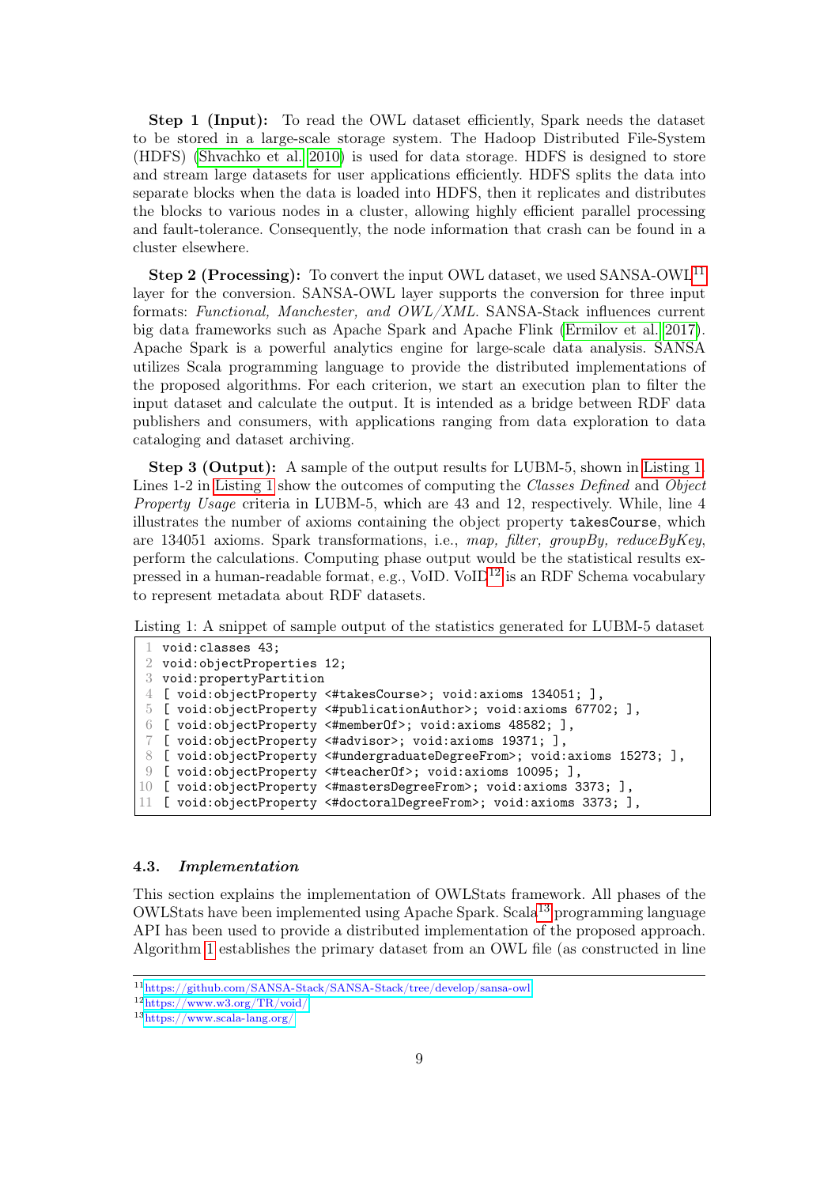**Step 1 (Input):** To read the OWL dataset efficiently, Spark needs the dataset to be stored in a large-scale storage system. The Hadoop Distributed File-System (HDFS) (Shvachko et al. 2010) is used for data storage. HDFS is designed to store and stream large datasets for user applications efficiently. HDFS splits the data into separate blocks when the data is loaded into HDFS, then it replicates and distributes the blocks to various nodes in a cluster, allowing highly efficient parallel processing and fault-tolerance. Consequently, the node information that crash can be found in a cluster elsewhere.

**Step 2 (Processing):** To convert the input OWL dataset, we used SANSA-OWL[11] layer for the conversion. SANSA-OWL layer supports the conversion for three input formats: *Functional, Manchester, and OWL/XML*. SANSA-Stack influences current big data frameworks such as Apache Spark and Apache Flink (Ermilov et al. 2017). Apache Spark is a powerful analytics engine for large-scale data analysis. SANSA utilizes Scala programming language to provide the distributed implementations of the proposed algorithms. For each criterion, we start an execution plan to filter the input dataset and calculate the output. It is intended as a bridge between RDF data publishers and consumers, with applications ranging from data exploration to data cataloging and dataset archiving.

**Step 3 (Output):** A sample of the output results for LUBM-5, shown in Listing 1. Lines 1-2 in Listing 1 show the outcomes of computing the *Classes Defined* and *Object Property Usage* criteria in LUBM-5, which are 43 and 12, respectively. While, line 4 illustrates the number of axioms containing the object property `takesCourse`, which are 134051 axioms. Spark transformations, i.e., *map, filter, groupBy, reduceByKey*, perform the calculations. Computing phase output would be the statistical results expressed in a human-readable format, e.g., VoID. VoID[12] is an RDF Schema vocabulary to represent metadata about RDF datasets.

Listing 1: A snippet of sample output of the statistics generated for LUBM-5 dataset

```
1  void:classes 43;
2  void:objectProperties 12;
3  void:propertyPartition
4  [ void:objectProperty <#takesCourse>; void:axioms 134051; ],
5  [ void:objectProperty <#publicationAuthor>; void:axioms 67702; ],
6  [ void:objectProperty <#memberOf>; void:axioms 48582; ],
7  [ void:objectProperty <#advisor>; void:axioms 19371; ],
8  [ void:objectProperty <#undergraduateDegreeFrom>; void:axioms 15273; ],
9  [ void:objectProperty <#teacherOf>; void:axioms 10095; ],
10 [ void:objectProperty <#mastersDegreeFrom>; void:axioms 3373; ],
11 [ void:objectProperty <#doctoralDegreeFrom>; void:axioms 3373; ],
```

### 4.3. *Implementation*

This section explains the implementation of OWLStats framework. All phases of the OWLStats have been implemented using Apache Spark. Scala[13] programming language API has been used to provide a distributed implementation of the proposed approach. Algorithm 1 establishes the primary dataset from an OWL file (as constructed in line

[11] https://github.com/SANSA-Stack/SANSA-Stack/tree/develop/sansa-owl

[12] https://www.w3.org/TR/void/

[13] https://www.scala-lang.org/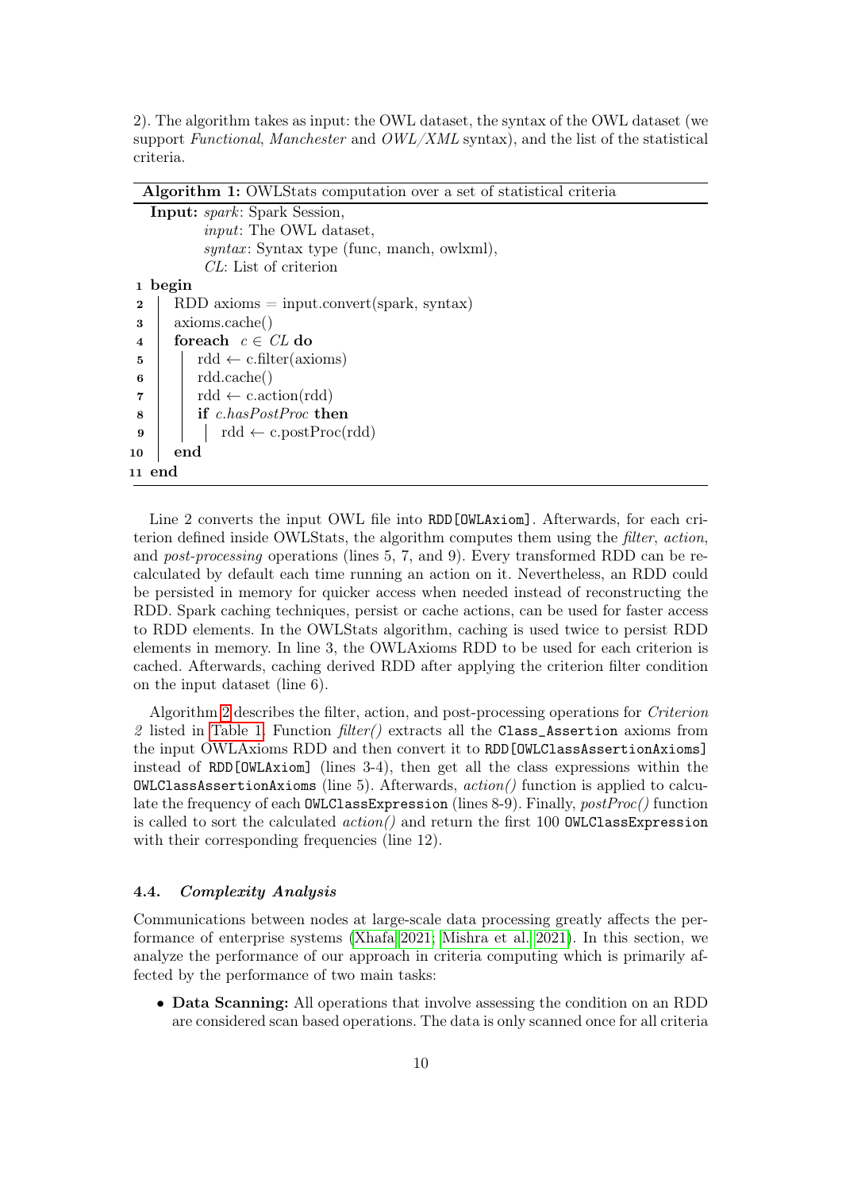2). The algorithm takes as input: the OWL dataset, the syntax of the OWL dataset (we support *Functional*, *Manchester* and *OWL/XML* syntax), and the list of the statistical criteria.

**Algorithm 1:** OWLStats computation over a set of statistical criteria

```
Input: spark: Spark Session,
       input: The OWL dataset,
       syntax: Syntax type (func, manch, owlxml),
       CL: List of criterion
1  begin
2      RDD axioms = input.convert(spark, syntax)
3      axioms.cache()
4      foreach c ∈ CL do
5          rdd ← c.filter(axioms)
6          rdd.cache()
7          rdd ← c.action(rdd)
8          if c.hasPostProc then
9              rdd ← c.postProc(rdd)
10     end
11 end
```

Line 2 converts the input OWL file into `RDD[OWLAxiom]`. Afterwards, for each criterion defined inside OWLStats, the algorithm computes them using the *filter*, *action*, and *post-processing* operations (lines 5, 7, and 9). Every transformed RDD can be recalculated by default each time running an action on it. Nevertheless, an RDD could be persisted in memory for quicker access when needed instead of reconstructing the RDD. Spark caching techniques, persist or cache actions, can be used for faster access to RDD elements. In the OWLStats algorithm, caching is used twice to persist RDD elements in memory. In line 3, the OWLAxioms RDD to be used for each criterion is cached. Afterwards, caching derived RDD after applying the criterion filter condition on the input dataset (line 6).

Algorithm 2 describes the filter, action, and post-processing operations for *Criterion 2* listed in Table 1. Function *filter()* extracts all the `Class_Assertion` axioms from the input OWLAxioms RDD and then convert it to `RDD[OWLClassAssertionAxioms]` instead of `RDD[OWLAxiom]` (lines 3-4), then get all the class expressions within the `OWLClassAssertionAxioms` (line 5). Afterwards, *action()* function is applied to calculate the frequency of each `OWLClassExpression` (lines 8-9). Finally, *postProc()* function is called to sort the calculated *action()* and return the first 100 `OWLClassExpression` with their corresponding frequencies (line 12).

### 4.4. *Complexity Analysis*

Communications between nodes at large-scale data processing greatly affects the performance of enterprise systems (Xhafa 2021; Mishra et al. 2021). In this section, we analyze the performance of our approach in criteria computing which is primarily affected by the performance of two main tasks:

- **Data Scanning:** All operations that involve assessing the condition on an RDD are considered scan based operations. The data is only scanned once for all criteria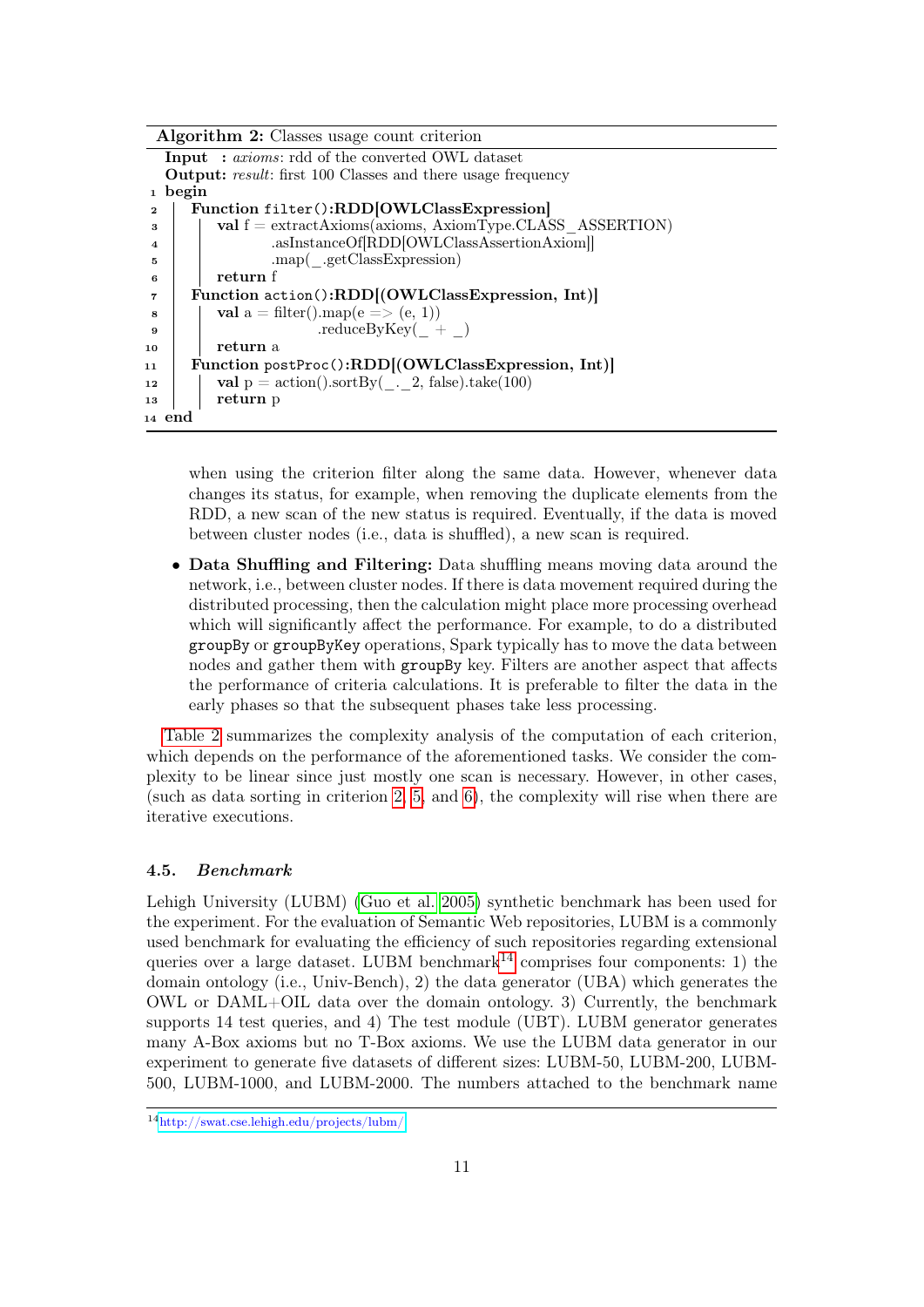**Algorithm 2:** Classes usage count criterion

```
   Input  : axioms: rdd of the converted OWL dataset
   Output: result: first 100 Classes and there usage frequency
 1 begin
 2   Function filter():RDD[OWLClassExpression]
 3     val f = extractAxioms(axioms, AxiomType.CLASS_ASSERTION)
 4             .asInstanceOf[RDD[OWLClassAssertionAxiom]]
 5             .map(_.getClassExpression)
 6     return f
 7   Function action():RDD[(OWLClassExpression, Int)]
 8     val a = filter().map(e => (e, 1))
 9                    .reduceByKey(_ + _)
10     return a
11   Function postProc():RDD[(OWLClassExpression, Int)]
12     val p = action().sortBy(_._2, false).take(100)
13     return p
14 end
```

when using the criterion filter along the same data. However, whenever data changes its status, for example, when removing the duplicate elements from the RDD, a new scan of the new status is required. Eventually, if the data is moved between cluster nodes (i.e., data is shuffled), a new scan is required.

- **Data Shuffling and Filtering:** Data shuffling means moving data around the network, i.e., between cluster nodes. If there is data movement required during the distributed processing, then the calculation might place more processing overhead which will significantly affect the performance. For example, to do a distributed `groupBy` or `groupByKey` operations, Spark typically has to move the data between nodes and gather them with `groupBy` key. Filters are another aspect that affects the performance of criteria calculations. It is preferable to filter the data in the early phases so that the subsequent phases take less processing.

Table 2 summarizes the complexity analysis of the computation of each criterion, which depends on the performance of the aforementioned tasks. We consider the complexity to be linear since just mostly one scan is necessary. However, in other cases, (such as data sorting in criterion 2, 5, and 6), the complexity will rise when there are iterative executions.

### 4.5. *Benchmark*

Lehigh University (LUBM) (Guo et al. 2005) synthetic benchmark has been used for the experiment. For the evaluation of Semantic Web repositories, LUBM is a commonly used benchmark for evaluating the efficiency of such repositories regarding extensional queries over a large dataset. LUBM benchmark[14] comprises four components: 1) the domain ontology (i.e., Univ-Bench), 2) the data generator (UBA) which generates the OWL or DAML+OIL data over the domain ontology. 3) Currently, the benchmark supports 14 test queries, and 4) The test module (UBT). LUBM generator generates many A-Box axioms but no T-Box axioms. We use the LUBM data generator in our experiment to generate five datasets of different sizes: LUBM-50, LUBM-200, LUBM-500, LUBM-1000, and LUBM-2000. The numbers attached to the benchmark name

[14] http://swat.cse.lehigh.edu/projects/lubm/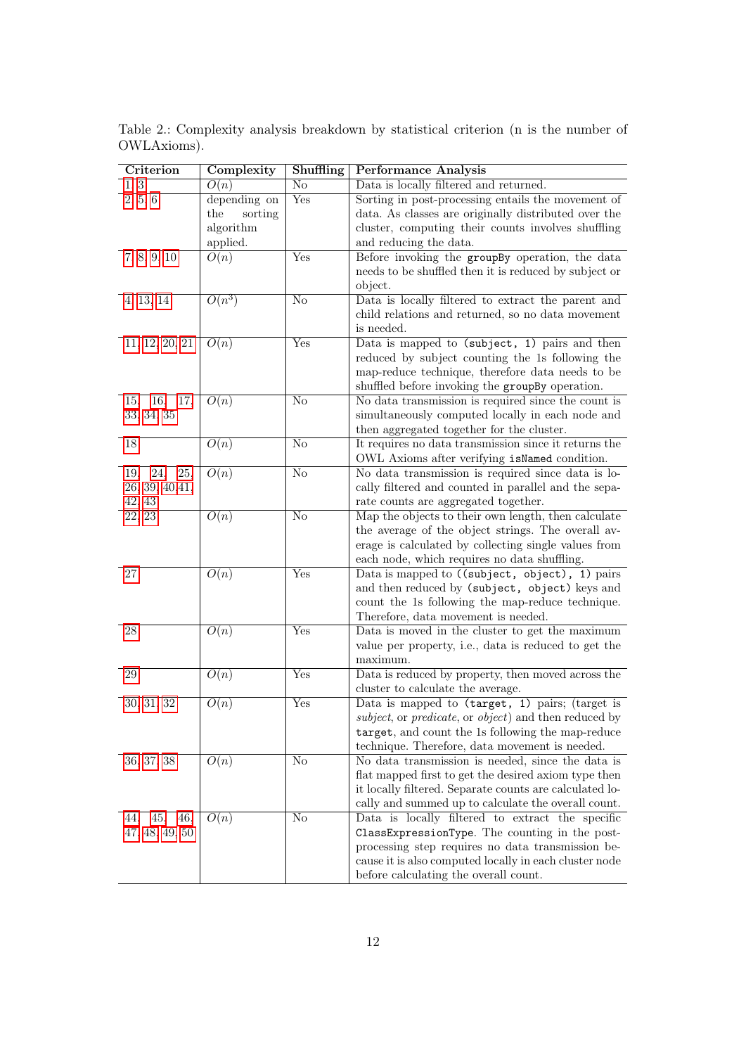Table 2.: Complexity analysis breakdown by statistical criterion (n is the number of OWLAxioms).

| Criterion | Complexity | Shuffling | Performance Analysis |
| --- | --- | --- | --- |
| 1, 3 | $O(n)$ | No | Data is locally filtered and returned. |
| 2, 5, 6 | depending on the sorting algorithm applied. | Yes | Sorting in post-processing entails the movement of data. As classes are originally distributed over the cluster, computing their counts involves shuffling and reducing the data. |
| 7, 8, 9, 10 | $O(n)$ | Yes | Before invoking the `groupBy` operation, the data needs to be shuffled then it is reduced by subject or object. |
| 4, 13, 14 | $O(n^3)$ | No | Data is locally filtered to extract the parent and child relations and returned, so no data movement is needed. |
| 11, 12, 20, 21 | $O(n)$ | Yes | Data is mapped to `(subject, 1)` pairs and then reduced by subject counting the 1s following the map-reduce technique, therefore data needs to be shuffled before invoking the `groupBy` operation. |
| 15, 16, 17, 33, 34, 35 | $O(n)$ | No | No data transmission is required since the count is simultaneously computed locally in each node and then aggregated together for the cluster. |
| 18 | $O(n)$ | No | It requires no data transmission since it returns the OWL Axioms after verifying `isNamed` condition. |
| 19, 24, 25, 26, 39, 40, 41, 42, 43 | $O(n)$ | No | No data transmission is required since data is locally filtered and counted in parallel and the separate counts are aggregated together. |
| 22, 23 | $O(n)$ | No | Map the objects to their own length, then calculate the average of the object strings. The overall average is calculated by collecting single values from each node, which requires no data shuffling. |
| 27 | $O(n)$ | Yes | Data is mapped to `((subject, object), 1)` pairs and then reduced by `(subject, object)` keys and count the 1s following the map-reduce technique. Therefore, data movement is needed. |
| 28 | $O(n)$ | Yes | Data is moved in the cluster to get the maximum value per property, i.e., data is reduced to get the maximum. |
| 29 | $O(n)$ | Yes | Data is reduced by property, then moved across the cluster to calculate the average. |
| 30, 31, 32 | $O(n)$ | Yes | Data is mapped to `(target, 1)` pairs; (target is *subject*, or *predicate*, or *object*) and then reduced by `target`, and count the 1s following the map-reduce technique. Therefore, data movement is needed. |
| 36, 37, 38 | $O(n)$ | No | No data transmission is needed, since the data is flat mapped first to get the desired axiom type then it locally filtered. Separate counts are calculated locally and summed up to calculate the overall count. |
| 44, 45, 46, 47, 48, 49, 50 | $O(n)$ | No | Data is locally filtered to extract the specific `ClassExpressionType`. The counting in the post-processing step requires no data transmission because it is also computed locally in each cluster node before calculating the overall count. |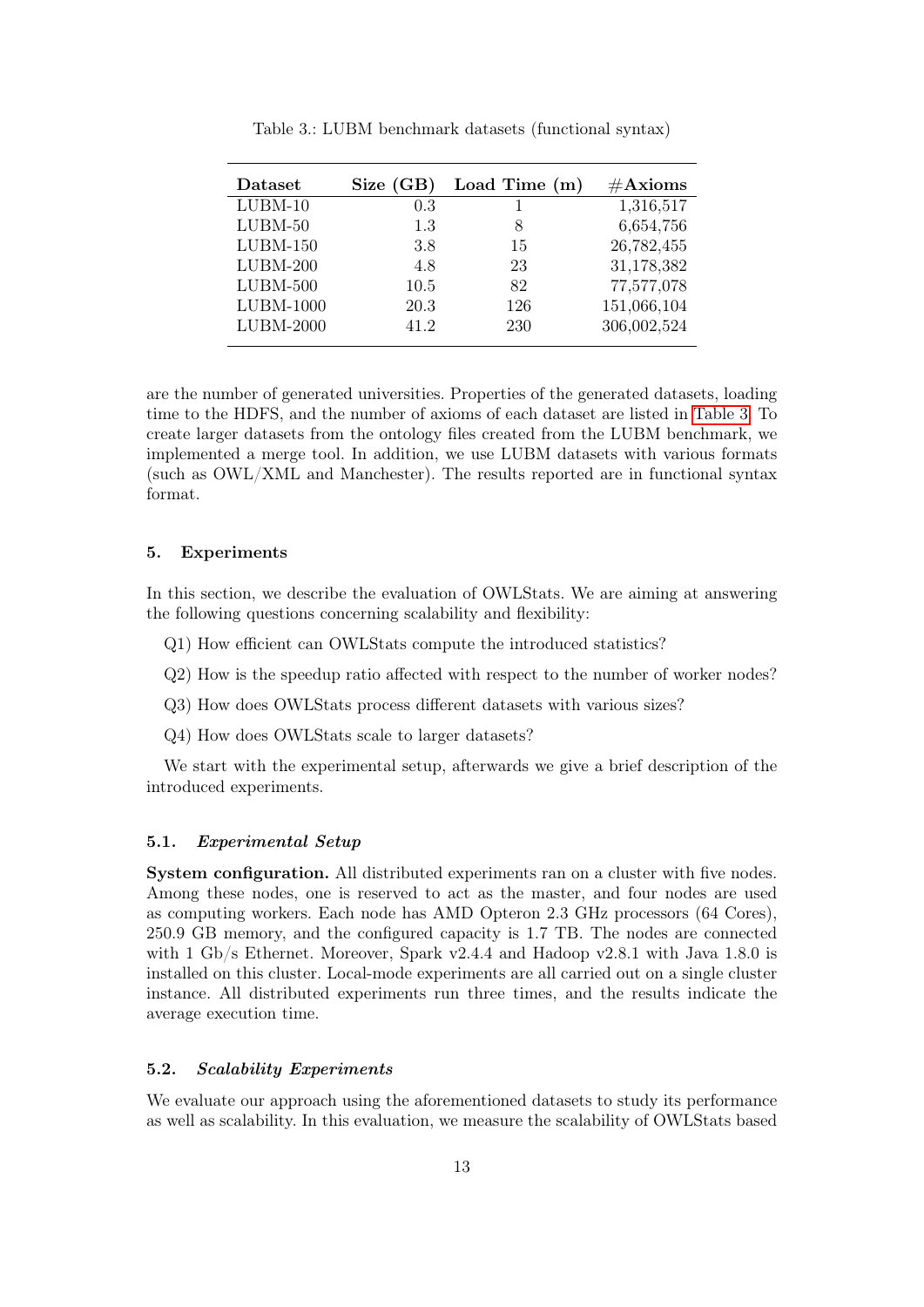Table 3.: LUBM benchmark datasets (functional syntax)

| Dataset | Size (GB) | Load Time (m) | #Axioms |
|---|---|---|---|
| LUBM-10 | 0.3 | 1 | 1,316,517 |
| LUBM-50 | 1.3 | 8 | 6,654,756 |
| LUBM-150 | 3.8 | 15 | 26,782,455 |
| LUBM-200 | 4.8 | 23 | 31,178,382 |
| LUBM-500 | 10.5 | 82 | 77,577,078 |
| LUBM-1000 | 20.3 | 126 | 151,066,104 |
| LUBM-2000 | 41.2 | 230 | 306,002,524 |

are the number of generated universities. Properties of the generated datasets, loading time to the HDFS, and the number of axioms of each dataset are listed in Table 3. To create larger datasets from the ontology files created from the LUBM benchmark, we implemented a merge tool. In addition, we use LUBM datasets with various formats (such as OWL/XML and Manchester). The results reported are in functional syntax format.

## 5. Experiments

In this section, we describe the evaluation of OWLStats. We are aiming at answering the following questions concerning scalability and flexibility:

Q1) How efficient can OWLStats compute the introduced statistics?

Q2) How is the speedup ratio affected with respect to the number of worker nodes?

Q3) How does OWLStats process different datasets with various sizes?

Q4) How does OWLStats scale to larger datasets?

We start with the experimental setup, afterwards we give a brief description of the introduced experiments.

### 5.1. *Experimental Setup*

**System configuration.** All distributed experiments ran on a cluster with five nodes. Among these nodes, one is reserved to act as the master, and four nodes are used as computing workers. Each node has AMD Opteron 2.3 GHz processors (64 Cores), 250.9 GB memory, and the configured capacity is 1.7 TB. The nodes are connected with 1 Gb/s Ethernet. Moreover, Spark v2.4.4 and Hadoop v2.8.1 with Java 1.8.0 is installed on this cluster. Local-mode experiments are all carried out on a single cluster instance. All distributed experiments run three times, and the results indicate the average execution time.

### 5.2. *Scalability Experiments*

We evaluate our approach using the aforementioned datasets to study its performance as well as scalability. In this evaluation, we measure the scalability of OWLStats based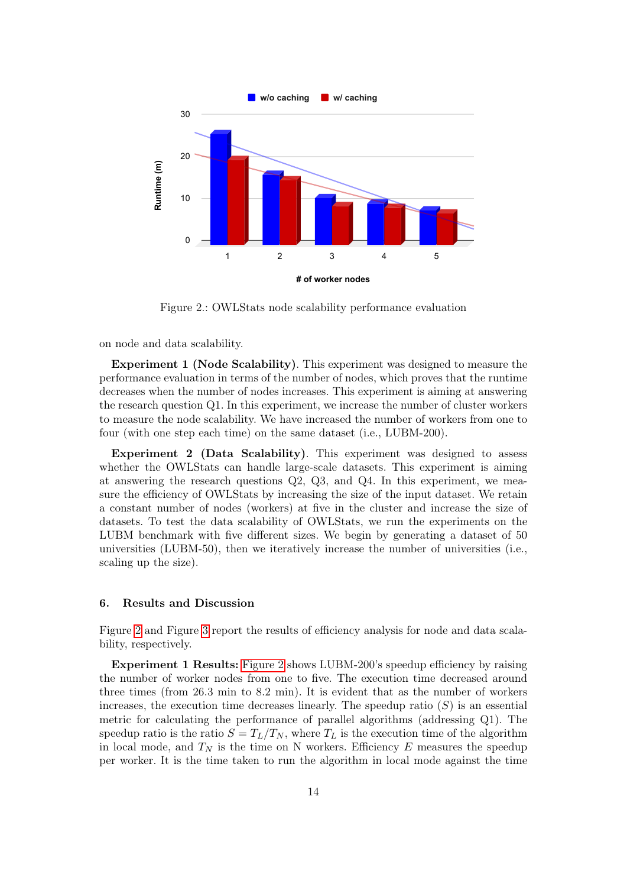Figure 2.: OWLStats node scalability performance evaluation

on node and data scalability.

**Experiment 1 (Node Scalability)**. This experiment was designed to measure the performance evaluation in terms of the number of nodes, which proves that the runtime decreases when the number of nodes increases. This experiment is aiming at answering the research question Q1. In this experiment, we increase the number of cluster workers to measure the node scalability. We have increased the number of workers from one to four (with one step each time) on the same dataset (i.e., LUBM-200).

**Experiment 2 (Data Scalability)**. This experiment was designed to assess whether the OWLStats can handle large-scale datasets. This experiment is aiming at answering the research questions Q2, Q3, and Q4. In this experiment, we measure the efficiency of OWLStats by increasing the size of the input dataset. We retain a constant number of nodes (workers) at five in the cluster and increase the size of datasets. To test the data scalability of OWLStats, we run the experiments on the LUBM benchmark with five different sizes. We begin by generating a dataset of 50 universities (LUBM-50), then we iteratively increase the number of universities (i.e., scaling up the size).

## 6. Results and Discussion

Figure 2 and Figure 3 report the results of efficiency analysis for node and data scalability, respectively.

**Experiment 1 Results:** Figure 2 shows LUBM-200's speedup efficiency by raising the number of worker nodes from one to five. The execution time decreased around three times (from 26.3 min to 8.2 min). It is evident that as the number of workers increases, the execution time decreases linearly. The speedup ratio ($S$) is an essential metric for calculating the performance of parallel algorithms (addressing Q1). The speedup ratio is the ratio $S = T_L/T_N$, where $T_L$ is the execution time of the algorithm in local mode, and $T_N$ is the time on N workers. Efficiency $E$ measures the speedup per worker. It is the time taken to run the algorithm in local mode against the time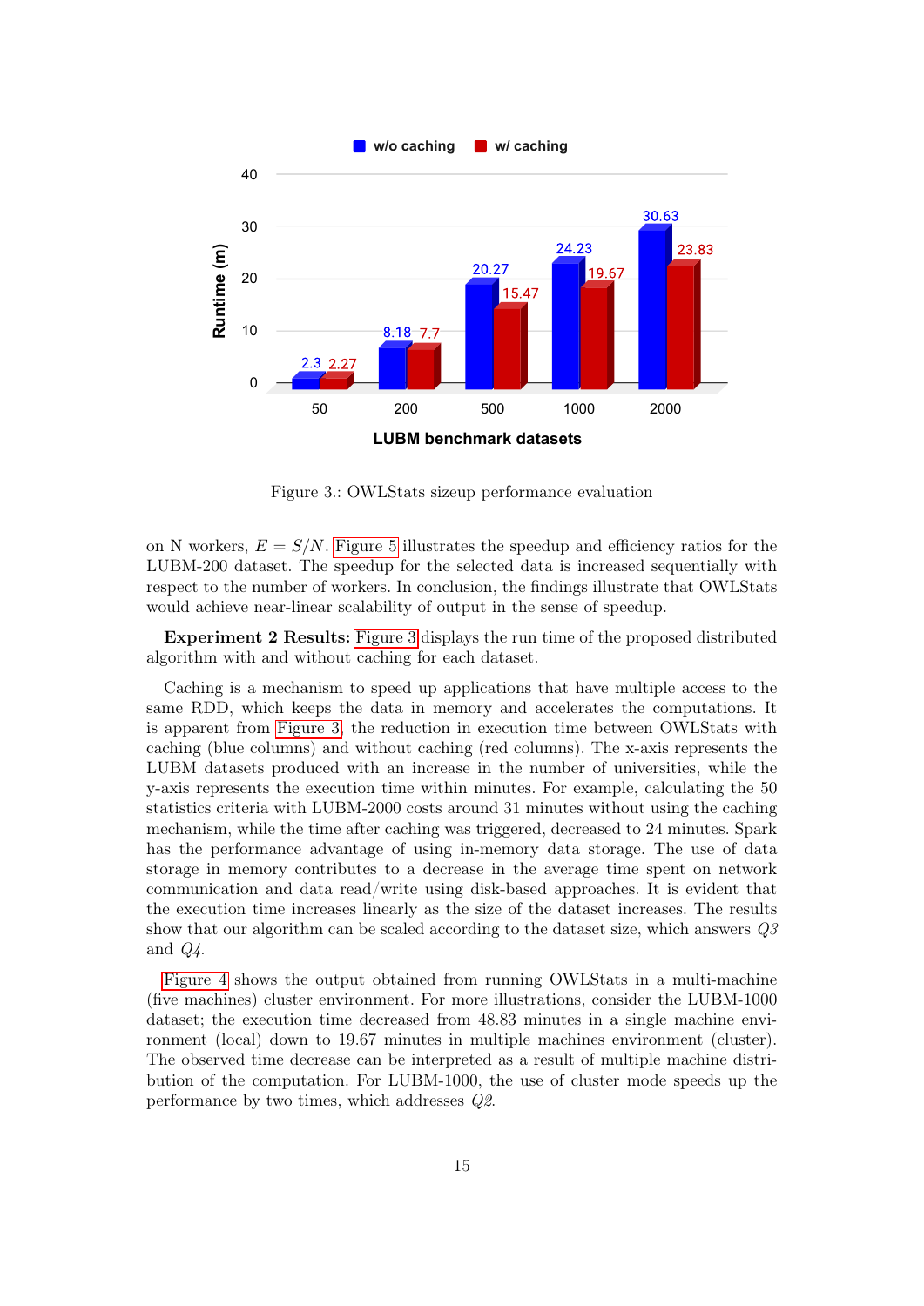Figure 3.: OWLStats sizeup performance evaluation

on N workers, $E = S/N$. Figure 5 illustrates the speedup and efficiency ratios for the LUBM-200 dataset. The speedup for the selected data is increased sequentially with respect to the number of workers. In conclusion, the findings illustrate that OWLStats would achieve near-linear scalability of output in the sense of speedup.

**Experiment 2 Results:** Figure 3 displays the run time of the proposed distributed algorithm with and without caching for each dataset.

Caching is a mechanism to speed up applications that have multiple access to the same RDD, which keeps the data in memory and accelerates the computations. It is apparent from Figure 3, the reduction in execution time between OWLStats with caching (blue columns) and without caching (red columns). The x-axis represents the LUBM datasets produced with an increase in the number of universities, while the y-axis represents the execution time within minutes. For example, calculating the 50 statistics criteria with LUBM-2000 costs around 31 minutes without using the caching mechanism, while the time after caching was triggered, decreased to 24 minutes. Spark has the performance advantage of using in-memory data storage. The use of data storage in memory contributes to a decrease in the average time spent on network communication and data read/write using disk-based approaches. It is evident that the execution time increases linearly as the size of the dataset increases. The results show that our algorithm can be scaled according to the dataset size, which answers *Q3* and *Q4*.

Figure 4 shows the output obtained from running OWLStats in a multi-machine (five machines) cluster environment. For more illustrations, consider the LUBM-1000 dataset; the execution time decreased from 48.83 minutes in a single machine environment (local) down to 19.67 minutes in multiple machines environment (cluster). The observed time decrease can be interpreted as a result of multiple machine distribution of the computation. For LUBM-1000, the use of cluster mode speeds up the performance by two times, which addresses *Q2*.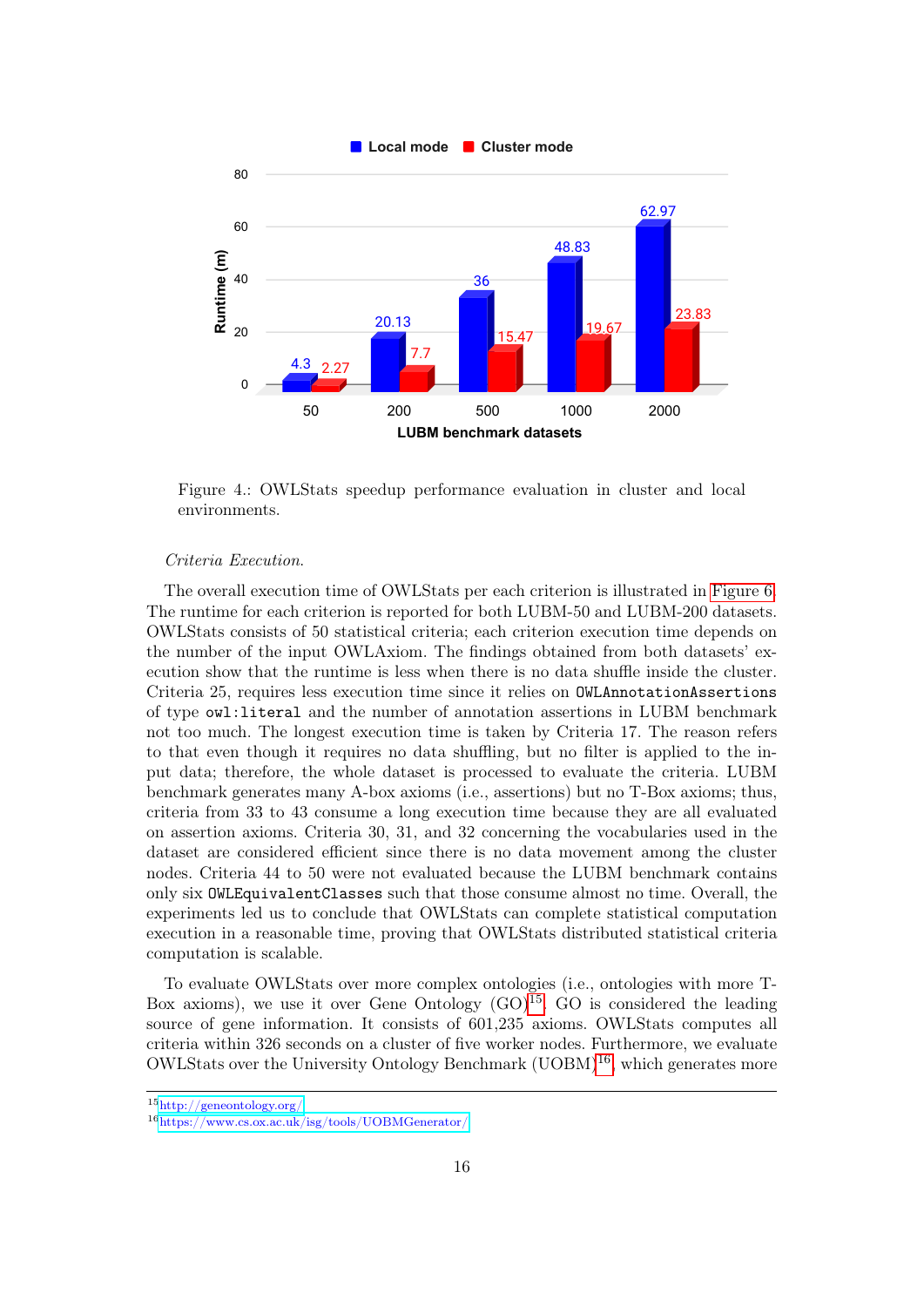Figure 4.: OWLStats speedup performance evaluation in cluster and local environments.

*Criteria Execution.*

The overall execution time of OWLStats per each criterion is illustrated in Figure 6. The runtime for each criterion is reported for both LUBM-50 and LUBM-200 datasets. OWLStats consists of 50 statistical criteria; each criterion execution time depends on the number of the input OWLAxiom. The findings obtained from both datasets' execution show that the runtime is less when there is no data shuffle inside the cluster. Criteria 25, requires less execution time since it relies on `OWLAnnotationAssertions` of type `owl:literal` and the number of annotation assertions in LUBM benchmark not too much. The longest execution time is taken by Criteria 17. The reason refers to that even though it requires no data shuffling, but no filter is applied to the input data; therefore, the whole dataset is processed to evaluate the criteria. LUBM benchmark generates many A-box axioms (i.e., assertions) but no T-Box axioms; thus, criteria from 33 to 43 consume a long execution time because they are all evaluated on assertion axioms. Criteria 30, 31, and 32 concerning the vocabularies used in the dataset are considered efficient since there is no data movement among the cluster nodes. Criteria 44 to 50 were not evaluated because the LUBM benchmark contains only six `OWLEquivalentClasses` such that those consume almost no time. Overall, the experiments led us to conclude that OWLStats can complete statistical computation execution in a reasonable time, proving that OWLStats distributed statistical criteria computation is scalable.

To evaluate OWLStats over more complex ontologies (i.e., ontologies with more T-Box axioms), we use it over Gene Ontology (GO)[15]. GO is considered the leading source of gene information. It consists of 601,235 axioms. OWLStats computes all criteria within 326 seconds on a cluster of five worker nodes. Furthermore, we evaluate OWLStats over the University Ontology Benchmark (UOBM)[16], which generates more

[15] http://geneontology.org/

[16] https://www.cs.ox.ac.uk/isg/tools/UOBMGenerator/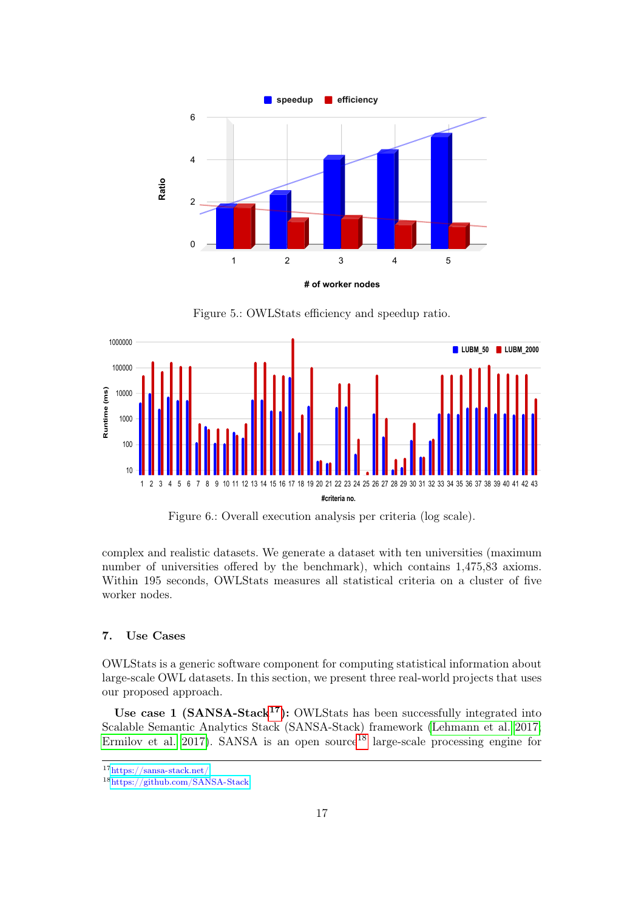Figure 5.: OWLStats efficiency and speedup ratio.

Figure 6.: Overall execution analysis per criteria (log scale).

complex and realistic datasets. We generate a dataset with ten universities (maximum number of universities offered by the benchmark), which contains 1,475,83 axioms. Within 195 seconds, OWLStats measures all statistical criteria on a cluster of five worker nodes.

## 7. Use Cases

OWLStats is a generic software component for computing statistical information about large-scale OWL datasets. In this section, we present three real-world projects that uses our proposed approach.

**Use case 1 (SANSA-Stack[17]):** OWLStats has been successfully integrated into Scalable Semantic Analytics Stack (SANSA-Stack) framework (Lehmann et al. 2017; Ermilov et al. 2017). SANSA is an open source[18] large-scale processing engine for

[17] https://sansa-stack.net/

[18] https://github.com/SANSA-Stack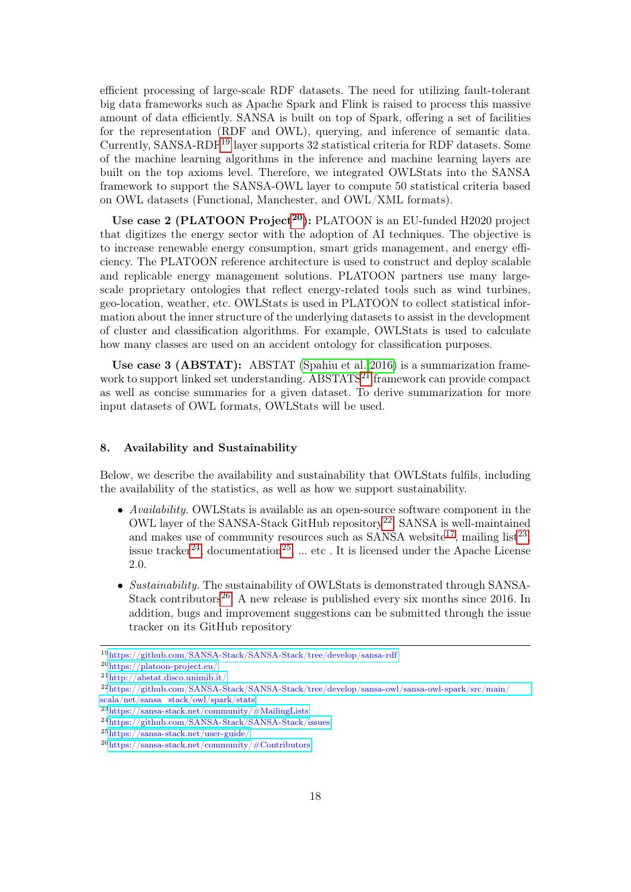efficient processing of large-scale RDF datasets. The need for utilizing fault-tolerant big data frameworks such as Apache Spark and Flink is raised to process this massive amount of data efficiently. SANSA is built on top of Spark, offering a set of facilities for the representation (RDF and OWL), querying, and inference of semantic data. Currently, SANSA-RDF[19] layer supports 32 statistical criteria for RDF datasets. Some of the machine learning algorithms in the inference and machine learning layers are built on the top axioms level. Therefore, we integrated OWLStats into the SANSA framework to support the SANSA-OWL layer to compute 50 statistical criteria based on OWL datasets (Functional, Manchester, and OWL/XML formats).

**Use case 2 (PLATOON Project[20]):** PLATOON is an EU-funded H2020 project that digitizes the energy sector with the adoption of AI techniques. The objective is to increase renewable energy consumption, smart grids management, and energy efficiency. The PLATOON reference architecture is used to construct and deploy scalable and replicable energy management solutions. PLATOON partners use many large-scale proprietary ontologies that reflect energy-related tools such as wind turbines, geo-location, weather, etc. OWLStats is used in PLATOON to collect statistical information about the inner structure of the underlying datasets to assist in the development of cluster and classification algorithms. For example, OWLStats is used to calculate how many classes are used on an accident ontology for classification purposes.

**Use case 3 (ABSTAT):** ABSTAT (Spahiu et al. 2016) is a summarization framework to support linked set understanding. ABSTATS[21] framework can provide compact as well as concise summaries for a given dataset. To derive summarization for more input datasets of OWL formats, OWLStats will be used.

## 8. Availability and Sustainability

Below, we describe the availability and sustainability that OWLStats fulfils, including the availability of the statistics, as well as how we support sustainability.

- *Availability.* OWLStats is available as an open-source software component in the OWL layer of the SANSA-Stack GitHub repository[22]. SANSA is well-maintained and makes use of community resources such as SANSA website[17], mailing list[23], issue tracker[24], documentation[25], ... etc . It is licensed under the Apache License 2.0.
- *Sustainability.* The sustainability of OWLStats is demonstrated through SANSA-Stack contributors[26]. A new release is published every six months since 2016. In addition, bugs and improvement suggestions can be submitted through the issue tracker on its GitHub repository

---

[19] https://github.com/SANSA-Stack/SANSA-Stack/tree/develop/sansa-rdf
[20] https://platoon-project.eu/
[21] http://abstat.disco.unimib.it/
[22] https://github.com/SANSA-Stack/SANSA-Stack/tree/develop/sansa-owl/sansa-owl-spark/src/main/scala/net/sansa_stack/owl/spark/stats
[23] https://sansa-stack.net/community/#MailingLists
[24] https://github.com/SANSA-Stack/SANSA-Stack/issues
[25] https://sansa-stack.net/user-guide/
[26] https://sansa-stack.net/community/#Contributors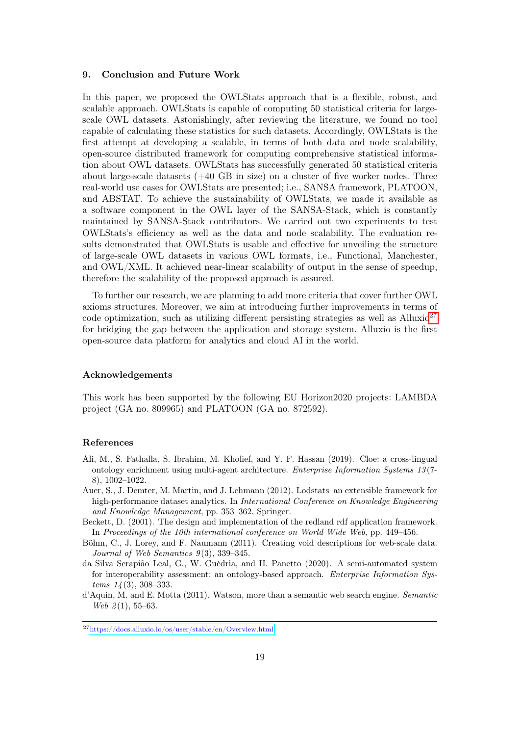## 9. Conclusion and Future Work

In this paper, we proposed the OWLStats approach that is a flexible, robust, and scalable approach. OWLStats is capable of computing 50 statistical criteria for large-scale OWL datasets. Astonishingly, after reviewing the literature, we found no tool capable of calculating these statistics for such datasets. Accordingly, OWLStats is the first attempt at developing a scalable, in terms of both data and node scalability, open-source distributed framework for computing comprehensive statistical information about OWL datasets. OWLStats has successfully generated 50 statistical criteria about large-scale datasets (+40 GB in size) on a cluster of five worker nodes. Three real-world use cases for OWLStats are presented; i.e., SANSA framework, PLATOON, and ABSTAT. To achieve the sustainability of OWLStats, we made it available as a software component in the OWL layer of the SANSA-Stack, which is constantly maintained by SANSA-Stack contributors. We carried out two experiments to test OWLStats's efficiency as well as the data and node scalability. The evaluation results demonstrated that OWLStats is usable and effective for unveiling the structure of large-scale OWL datasets in various OWL formats, i.e., Functional, Manchester, and OWL/XML. It achieved near-linear scalability of output in the sense of speedup, therefore the scalability of the proposed approach is assured.

To further our research, we are planning to add more criteria that cover further OWL axioms structures. Moreover, we aim at introducing further improvements in terms of code optimization, such as utilizing different persisting strategies as well as Alluxio[27] for bridging the gap between the application and storage system. Alluxio is the first open-source data platform for analytics and cloud AI in the world.

### Acknowledgements

This work has been supported by the following EU Horizon2020 projects: LAMBDA project (GA no. 809965) and PLATOON (GA no. 872592).

### References

Ali, M., S. Fathalla, S. Ibrahim, M. Kholief, and Y. F. Hassan (2019). Cloe: a cross-lingual ontology enrichment using multi-agent architecture. *Enterprise Information Systems 13*(7-8), 1002–1022.

Auer, S., J. Demter, M. Martin, and J. Lehmann (2012). Lodstats–an extensible framework for high-performance dataset analytics. In *International Conference on Knowledge Engineering and Knowledge Management*, pp. 353–362. Springer.

Beckett, D. (2001). The design and implementation of the redland rdf application framework. In *Proceedings of the 10th international conference on World Wide Web*, pp. 449–456.

Böhm, C., J. Lorey, and F. Naumann (2011). Creating void descriptions for web-scale data. *Journal of Web Semantics 9*(3), 339–345.

da Silva Serapião Leal, G., W. Guédria, and H. Panetto (2020). A semi-automated system for interoperability assessment: an ontology-based approach. *Enterprise Information Systems 14*(3), 308–333.

d'Aquin, M. and E. Motta (2011). Watson, more than a semantic web search engine. *Semantic Web 2*(1), 55–63.

[27] https://docs.alluxio.io/os/user/stable/en/Overview.html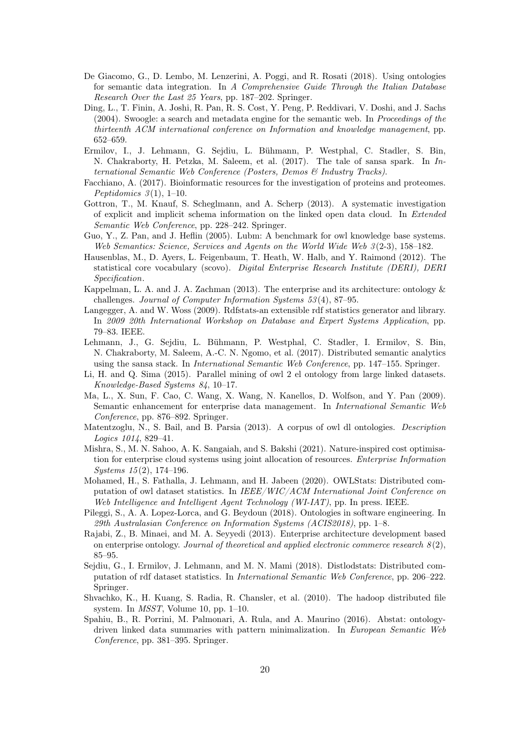De Giacomo, G., D. Lembo, M. Lenzerini, A. Poggi, and R. Rosati (2018). Using ontologies for semantic data integration. In *A Comprehensive Guide Through the Italian Database Research Over the Last 25 Years*, pp. 187–202. Springer.

Ding, L., T. Finin, A. Joshi, R. Pan, R. S. Cost, Y. Peng, P. Reddivari, V. Doshi, and J. Sachs (2004). Swoogle: a search and metadata engine for the semantic web. In *Proceedings of the thirteenth ACM international conference on Information and knowledge management*, pp. 652–659.

Ermilov, I., J. Lehmann, G. Sejdiu, L. Bühmann, P. Westphal, C. Stadler, S. Bin, N. Chakraborty, H. Petzka, M. Saleem, et al. (2017). The tale of sansa spark. In *International Semantic Web Conference (Posters, Demos & Industry Tracks)*.

Facchiano, A. (2017). Bioinformatic resources for the investigation of proteins and proteomes. *Peptidomics 3*(1), 1–10.

Gottron, T., M. Knauf, S. Scheglmann, and A. Scherp (2013). A systematic investigation of explicit and implicit schema information on the linked open data cloud. In *Extended Semantic Web Conference*, pp. 228–242. Springer.

Guo, Y., Z. Pan, and J. Heflin (2005). Lubm: A benchmark for owl knowledge base systems. *Web Semantics: Science, Services and Agents on the World Wide Web 3*(2-3), 158–182.

Hausenblas, M., D. Ayers, L. Feigenbaum, T. Heath, W. Halb, and Y. Raimond (2012). The statistical core vocabulary (scovo). *Digital Enterprise Research Institute (DERI), DERI Specification*.

Kappelman, L. A. and J. A. Zachman (2013). The enterprise and its architecture: ontology & challenges. *Journal of Computer Information Systems 53*(4), 87–95.

Langegger, A. and W. Woss (2009). Rdfstats-an extensible rdf statistics generator and library. In *2009 20th International Workshop on Database and Expert Systems Application*, pp. 79–83. IEEE.

Lehmann, J., G. Sejdiu, L. Bühmann, P. Westphal, C. Stadler, I. Ermilov, S. Bin, N. Chakraborty, M. Saleem, A.-C. N. Ngomo, et al. (2017). Distributed semantic analytics using the sansa stack. In *International Semantic Web Conference*, pp. 147–155. Springer.

Li, H. and Q. Sima (2015). Parallel mining of owl 2 el ontology from large linked datasets. *Knowledge-Based Systems 84*, 10–17.

Ma, L., X. Sun, F. Cao, C. Wang, X. Wang, N. Kanellos, D. Wolfson, and Y. Pan (2009). Semantic enhancement for enterprise data management. In *International Semantic Web Conference*, pp. 876–892. Springer.

Matentzoglu, N., S. Bail, and B. Parsia (2013). A corpus of owl dl ontologies. *Description Logics 1014*, 829–41.

Mishra, S., M. N. Sahoo, A. K. Sangaiah, and S. Bakshi (2021). Nature-inspired cost optimisation for enterprise cloud systems using joint allocation of resources. *Enterprise Information Systems 15*(2), 174–196.

Mohamed, H., S. Fathalla, J. Lehmann, and H. Jabeen (2020). OWLStats: Distributed computation of owl dataset statistics. In *IEEE/WIC/ACM International Joint Conference on Web Intelligence and Intelligent Agent Technology (WI-IAT)*, pp. In press. IEEE.

Pileggi, S., A. A. Lopez-Lorca, and G. Beydoun (2018). Ontologies in software engineering. In *29th Australasian Conference on Information Systems (ACIS2018)*, pp. 1–8.

Rajabi, Z., B. Minaei, and M. A. Seyyedi (2013). Enterprise architecture development based on enterprise ontology. *Journal of theoretical and applied electronic commerce research 8*(2), 85–95.

Sejdiu, G., I. Ermilov, J. Lehmann, and M. N. Mami (2018). Distlodstats: Distributed computation of rdf dataset statistics. In *International Semantic Web Conference*, pp. 206–222. Springer.

Shvachko, K., H. Kuang, S. Radia, R. Chansler, et al. (2010). The hadoop distributed file system. In *MSST*, Volume 10, pp. 1–10.

Spahiu, B., R. Porrini, M. Palmonari, A. Rula, and A. Maurino (2016). Abstat: ontology-driven linked data summaries with pattern minimalization. In *European Semantic Web Conference*, pp. 381–395. Springer.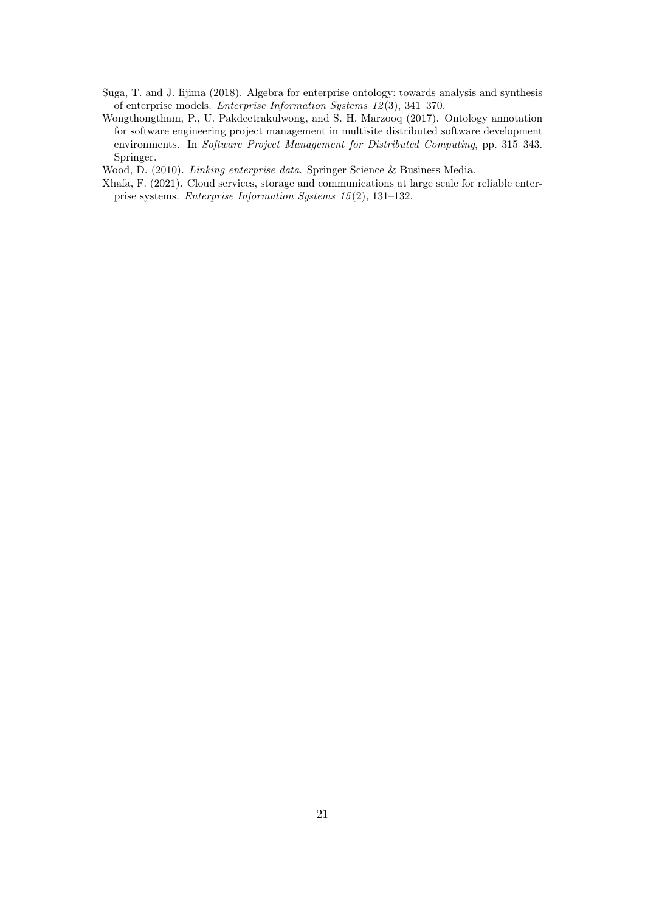Suga, T. and J. Iijima (2018). Algebra for enterprise ontology: towards analysis and synthesis of enterprise models. *Enterprise Information Systems 12*(3), 341–370.

Wongthongtham, P., U. Pakdeetrakulwong, and S. H. Marzooq (2017). Ontology annotation for software engineering project management in multisite distributed software development environments. In *Software Project Management for Distributed Computing*, pp. 315–343. Springer.

Wood, D. (2010). *Linking enterprise data*. Springer Science & Business Media.

Xhafa, F. (2021). Cloud services, storage and communications at large scale for reliable enterprise systems. *Enterprise Information Systems 15*(2), 131–132.